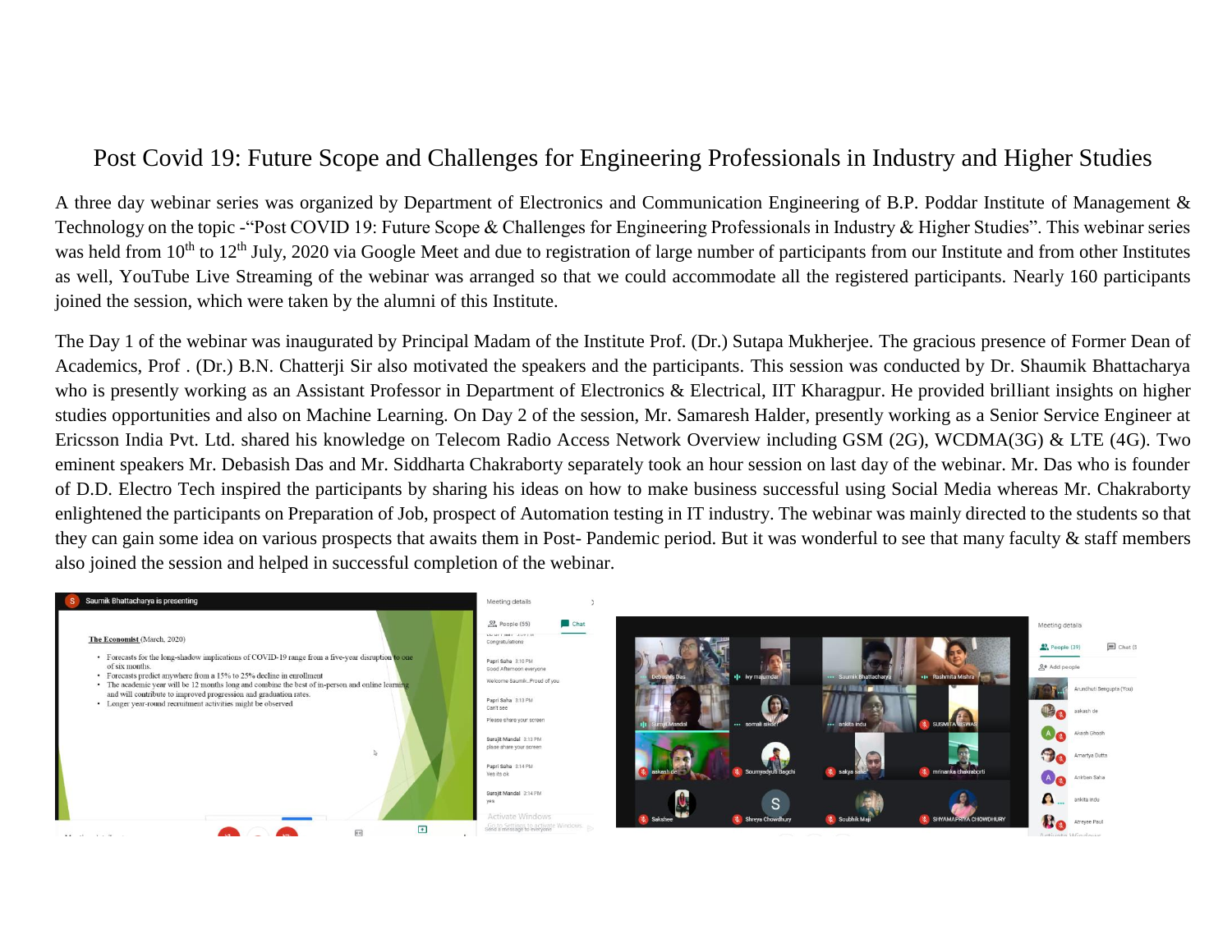# Post Covid 19: Future Scope and Challenges for Engineering Professionals in Industry and Higher Studies

A three day webinar series was organized by Department of Electronics and Communication Engineering of B.P. Poddar Institute of Management & Technology on the topic -"Post COVID 19: Future Scope & Challenges for Engineering Professionals in Industry & Higher Studies". This webinar series was held from 10th to 12th July, 2020 via Google Meet and due to registration of large number of participants from our Institute and from other Institutes as well, YouTube Live Streaming of the webinar was arranged so that we could accommodate all the registered participants. Nearly 160 participants joined the session, which were taken by the alumni of this Institute.

The Day 1 of the webinar was inaugurated by Principal Madam of the Institute Prof. (Dr.) Sutapa Mukherjee. The gracious presence of Former Dean of Academics, Prof . (Dr.) B.N. Chatterji Sir also motivated the speakers and the participants. This session was conducted by Dr. Shaumik Bhattacharya who is presently working as an Assistant Professor in Department of Electronics & Electrical, IIT Kharagpur. He provided brilliant insights on higher studies opportunities and also on Machine Learning. On Day 2 of the session, Mr. Samaresh Halder, presently working as a Senior Service Engineer at Ericsson India Pvt. Ltd. shared his knowledge on Telecom Radio Access Network Overview including GSM (2G), WCDMA(3G) & LTE (4G). Two eminent speakers Mr. Debasish Das and Mr. Siddharta Chakraborty separately took an hour session on last day of the webinar. Mr. Das who is founder of D.D. Electro Tech inspired the participants by sharing his ideas on how to make business successful using Social Media whereas Mr. Chakraborty enlightened the participants on Preparation of Job, prospect of Automation testing in IT industry. The webinar was mainly directed to the students so that they can gain some idea on various prospects that awaits them in Post- Pandemic period. But it was wonderful to see that many faculty & staff members also joined the session and helped in successful completion of the webinar.